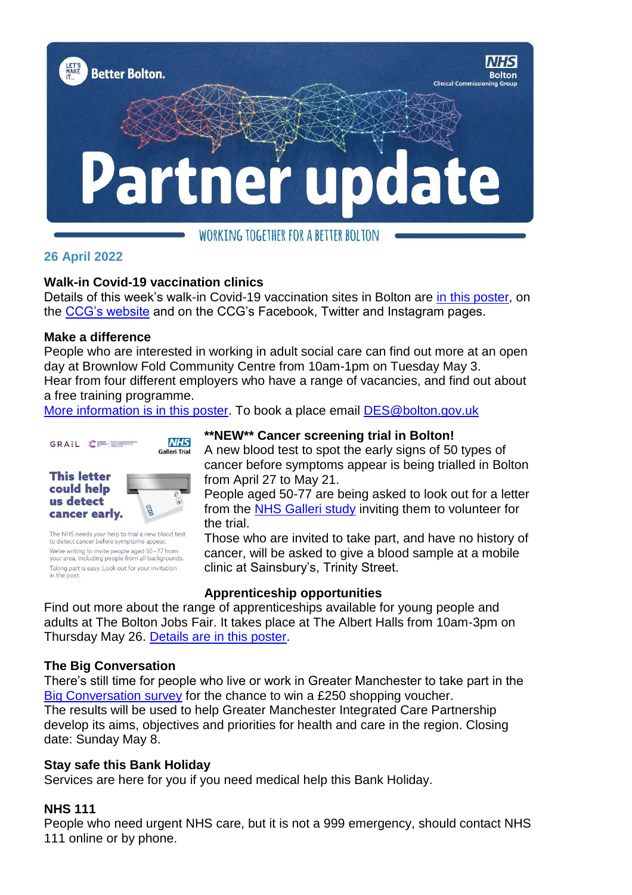# Partner update

WORKING TOGETHER FOR A BETTER BOLTON

**26 April 2022**

**Walk-in Covid-19 vaccination clinics**

Details of this week's walk-in Covid-19 vaccination sites in Bolton are in this poster, on the CCG's website and on the CCG's Facebook, Twitter and Instagram pages.

**Make a difference**

People who are interested in working in adult social care can find out more at an open day at Brownlow Fold Community Centre from 10am-1pm on Tuesday May 3.
Hear from four different employers who have a range of vacancies, and find out about a free training programme.
More information is in this poster. To book a place email DES@bolton.gov.uk

**This letter could help us detect cancer early.**

The NHS needs your help to trial a new blood test to detect cancer before symptoms appear.
We're writing to invite people aged 50-77 from your area, including people from all backgrounds.
Taking part is easy. Look out for your invitation in the post.

****NEW** Cancer screening trial in Bolton!**

A new blood test to spot the early signs of 50 types of cancer before symptoms appear is being trialled in Bolton from April 27 to May 21.
People aged 50-77 are being asked to look out for a letter from the NHS Galleri study inviting them to volunteer for the trial.
Those who are invited to take part, and have no history of cancer, will be asked to give a blood sample at a mobile clinic at Sainsbury's, Trinity Street.

**Apprenticeship opportunities**

Find out more about the range of apprenticeships available for young people and adults at The Bolton Jobs Fair. It takes place at The Albert Halls from 10am-3pm on Thursday May 26. Details are in this poster.

**The Big Conversation**

There's still time for people who live or work in Greater Manchester to take part in the Big Conversation survey for the chance to win a £250 shopping voucher.
The results will be used to help Greater Manchester Integrated Care Partnership develop its aims, objectives and priorities for health and care in the region. Closing date: Sunday May 8.

**Stay safe this Bank Holiday**

Services are here for you if you need medical help this Bank Holiday.

**NHS 111**

People who need urgent NHS care, but it is not a 999 emergency, should contact NHS 111 online or by phone.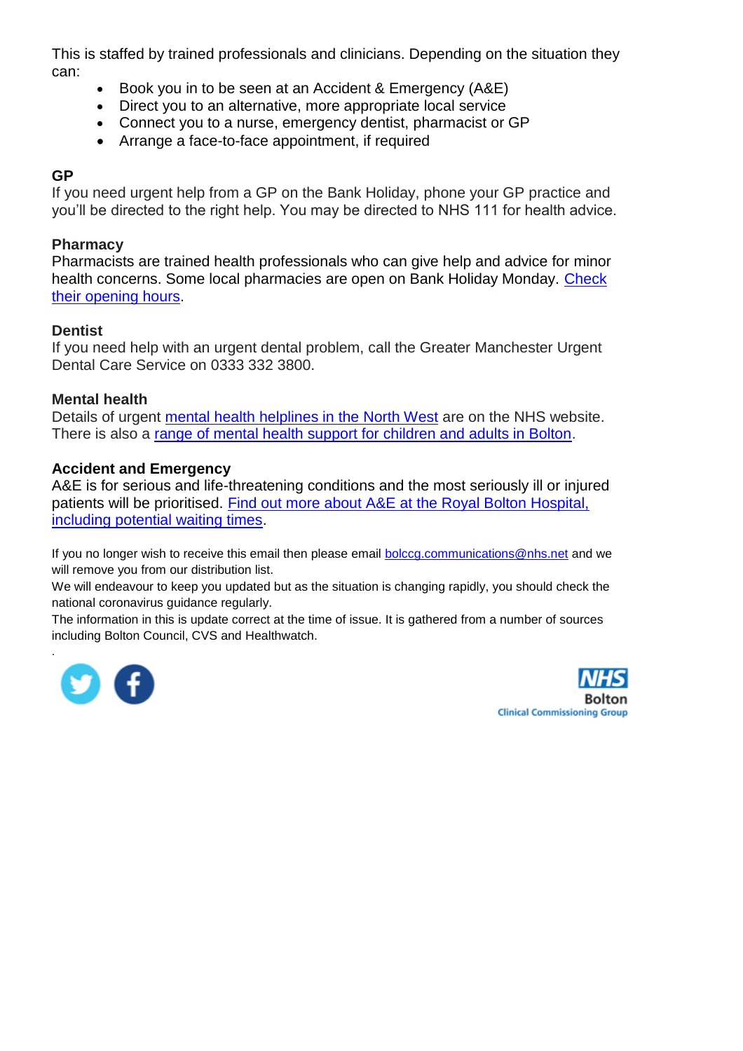This is staffed by trained professionals and clinicians. Depending on the situation they can:

- Book you in to be seen at an Accident & Emergency (A&E)
- Direct you to an alternative, more appropriate local service
- Connect you to a nurse, emergency dentist, pharmacist or GP
- Arrange a face-to-face appointment, if required

**GP**

If you need urgent help from a GP on the Bank Holiday, phone your GP practice and you'll be directed to the right help. You may be directed to NHS 111 for health advice.

**Pharmacy**

Pharmacists are trained health professionals who can give help and advice for minor health concerns. Some local pharmacies are open on Bank Holiday Monday. Check their opening hours.

**Dentist**

If you need help with an urgent dental problem, call the Greater Manchester Urgent Dental Care Service on 0333 332 3800.

**Mental health**

Details of urgent mental health helplines in the North West are on the NHS website. There is also a range of mental health support for children and adults in Bolton.

**Accident and Emergency**

A&E is for serious and life-threatening conditions and the most seriously ill or injured patients will be prioritised. Find out more about A&E at the Royal Bolton Hospital, including potential waiting times.

If you no longer wish to receive this email then please email bolccg.communications@nhs.net and we will remove you from our distribution list.

We will endeavour to keep you updated but as the situation is changing rapidly, you should check the national coronavirus guidance regularly.

The information in this is update correct at the time of issue. It is gathered from a number of sources including Bolton Council, CVS and Healthwatch.

NHS Bolton Clinical Commissioning Group